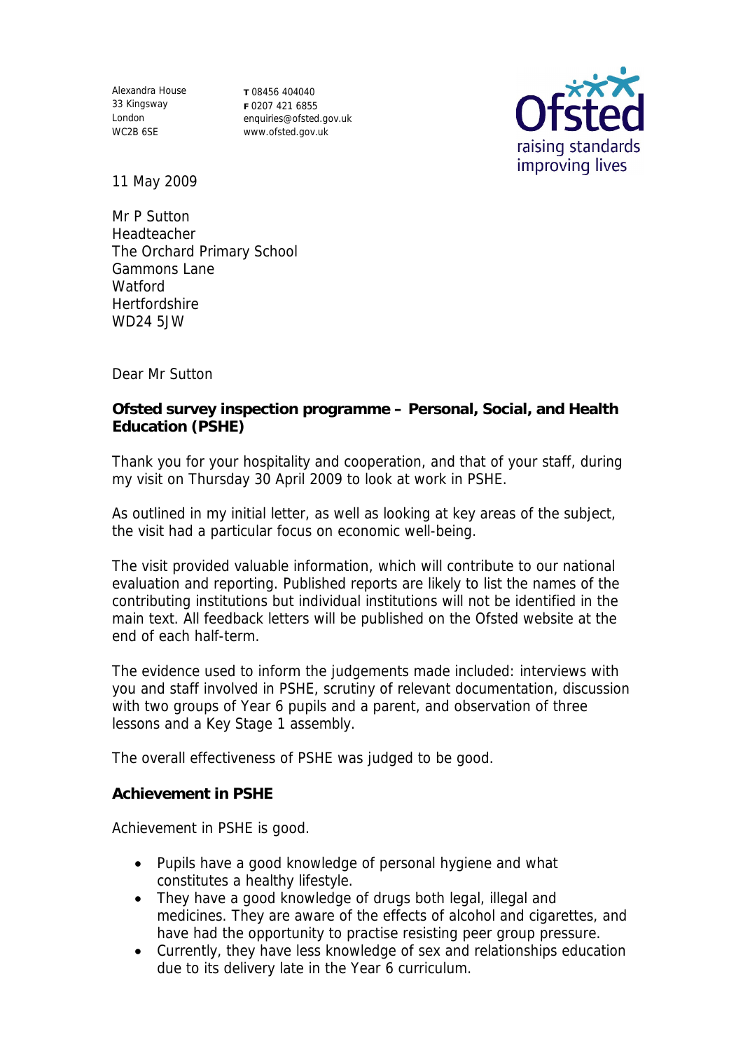Alexandra House
33 Kingsway
London
WC2B 6SE

**T** 08456 404040
**F** 0207 421 6855
enquiries@ofsted.gov.uk
www.ofsted.gov.uk

Ofsted
raising standards
improving lives

11 May 2009

Mr P Sutton
Headteacher
The Orchard Primary School
Gammons Lane
Watford
Hertfordshire
WD24 5JW

Dear Mr Sutton

**Ofsted survey inspection programme – Personal, Social, and Health Education (PSHE)**

Thank you for your hospitality and cooperation, and that of your staff, during my visit on Thursday 30 April 2009 to look at work in PSHE.

As outlined in my initial letter, as well as looking at key areas of the subject, the visit had a particular focus on economic well-being.

The visit provided valuable information, which will contribute to our national evaluation and reporting. Published reports are likely to list the names of the contributing institutions but individual institutions will not be identified in the main text. All feedback letters will be published on the Ofsted website at the end of each half-term.

The evidence used to inform the judgements made included: interviews with you and staff involved in PSHE, scrutiny of relevant documentation, discussion with two groups of Year 6 pupils and a parent, and observation of three lessons and a Key Stage 1 assembly.

The overall effectiveness of PSHE was judged to be good.

**Achievement in PSHE**

Achievement in PSHE is good.

- Pupils have a good knowledge of personal hygiene and what constitutes a healthy lifestyle.
- They have a good knowledge of drugs both legal, illegal and medicines. They are aware of the effects of alcohol and cigarettes, and have had the opportunity to practise resisting peer group pressure.
- Currently, they have less knowledge of sex and relationships education due to its delivery late in the Year 6 curriculum.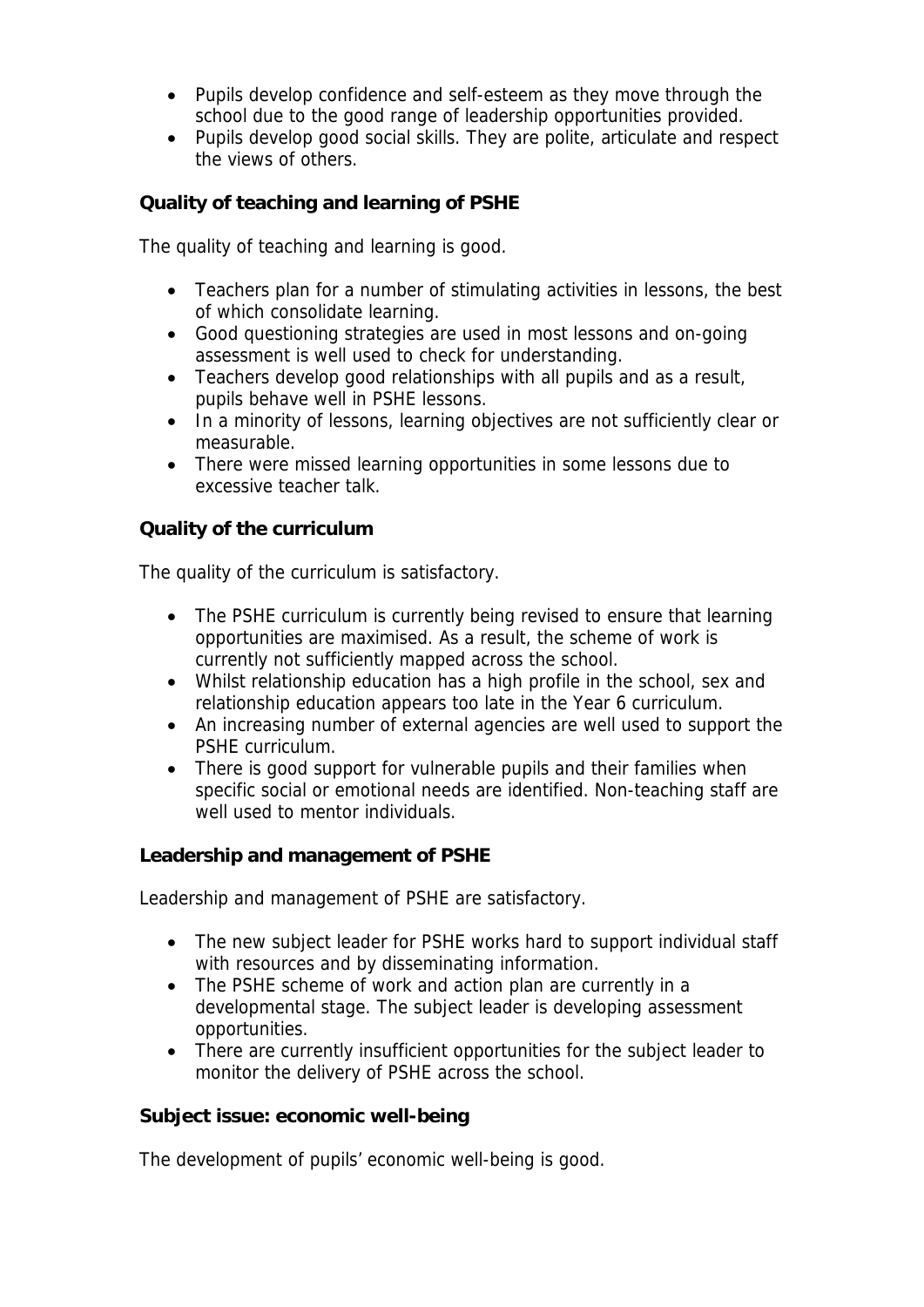- Pupils develop confidence and self-esteem as they move through the school due to the good range of leadership opportunities provided.
- Pupils develop good social skills. They are polite, articulate and respect the views of others.

### Quality of teaching and learning of PSHE

The quality of teaching and learning is good.

- Teachers plan for a number of stimulating activities in lessons, the best of which consolidate learning.
- Good questioning strategies are used in most lessons and on-going assessment is well used to check for understanding.
- Teachers develop good relationships with all pupils and as a result, pupils behave well in PSHE lessons.
- In a minority of lessons, learning objectives are not sufficiently clear or measurable.
- There were missed learning opportunities in some lessons due to excessive teacher talk.

### Quality of the curriculum

The quality of the curriculum is satisfactory.

- The PSHE curriculum is currently being revised to ensure that learning opportunities are maximised. As a result, the scheme of work is currently not sufficiently mapped across the school.
- Whilst relationship education has a high profile in the school, sex and relationship education appears too late in the Year 6 curriculum.
- An increasing number of external agencies are well used to support the PSHE curriculum.
- There is good support for vulnerable pupils and their families when specific social or emotional needs are identified. Non-teaching staff are well used to mentor individuals.

### Leadership and management of PSHE

Leadership and management of PSHE are satisfactory.

- The new subject leader for PSHE works hard to support individual staff with resources and by disseminating information.
- The PSHE scheme of work and action plan are currently in a developmental stage. The subject leader is developing assessment opportunities.
- There are currently insufficient opportunities for the subject leader to monitor the delivery of PSHE across the school.

### Subject issue: economic well-being

The development of pupils' economic well-being is good.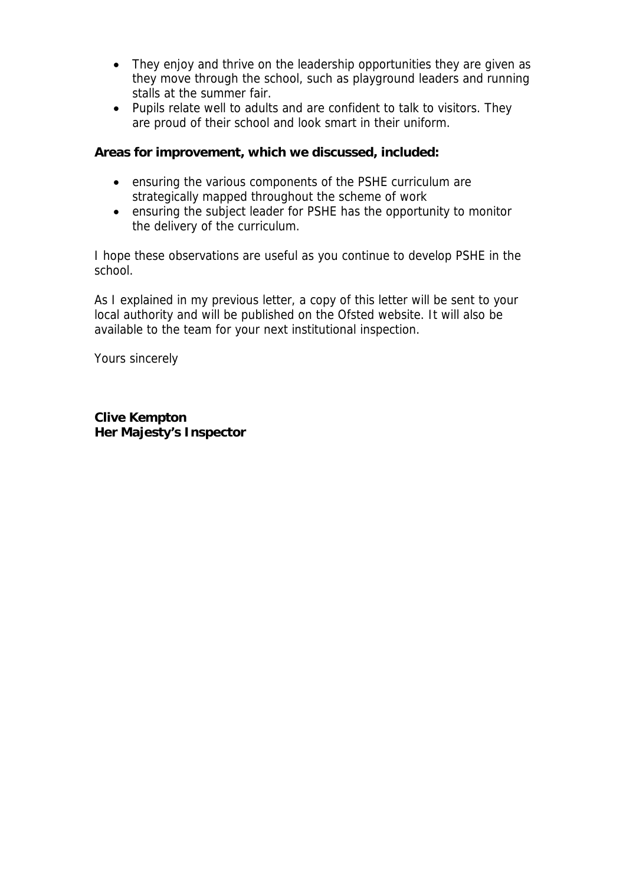- They enjoy and thrive on the leadership opportunities they are given as they move through the school, such as playground leaders and running stalls at the summer fair.
- Pupils relate well to adults and are confident to talk to visitors. They are proud of their school and look smart in their uniform.

**Areas for improvement, which we discussed, included:**

- ensuring the various components of the PSHE curriculum are strategically mapped throughout the scheme of work
- ensuring the subject leader for PSHE has the opportunity to monitor the delivery of the curriculum.

I hope these observations are useful as you continue to develop PSHE in the school.

As I explained in my previous letter, a copy of this letter will be sent to your local authority and will be published on the Ofsted website. It will also be available to the team for your next institutional inspection.

Yours sincerely

**Clive Kempton**
**Her Majesty's Inspector**